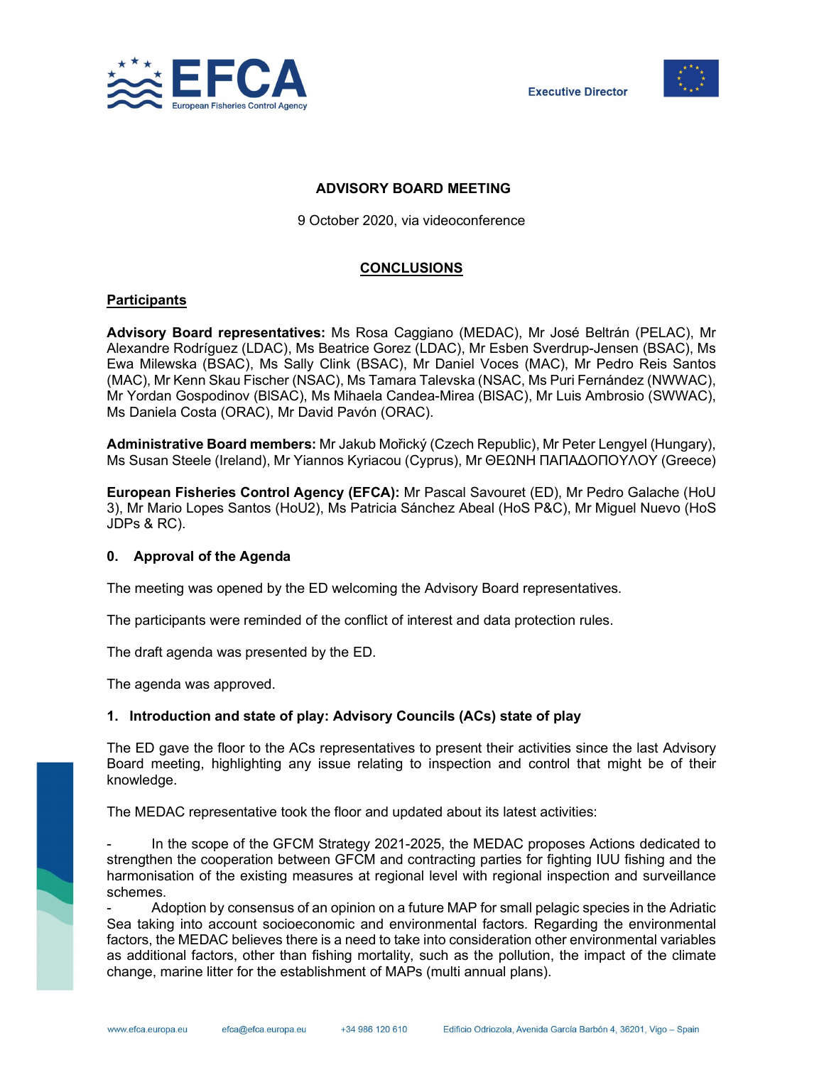**EFCA** European Fisheries Control Agency — Executive Director

# ADVISORY BOARD MEETING

9 October 2020, via videoconference

## CONCLUSIONS

### Participants

**Advisory Board representatives:** Ms Rosa Caggiano (MEDAC), Mr José Beltrán (PELAC), Mr Alexandre Rodríguez (LDAC), Ms Beatrice Gorez (LDAC), Mr Esben Sverdrup-Jensen (BSAC), Ms Ewa Milewska (BSAC), Ms Sally Clink (BSAC), Mr Daniel Voces (MAC), Mr Pedro Reis Santos (MAC), Mr Kenn Skau Fischer (NSAC), Ms Tamara Talevska (NSAC, Ms Puri Fernández (NWWAC), Mr Yordan Gospodinov (BISAC), Ms Mihaela Candea-Mirea (BISAC), Mr Luis Ambrosio (SWWAC), Ms Daniela Costa (ORAC), Mr David Pavón (ORAC).

**Administrative Board members:** Mr Jakub Mořický (Czech Republic), Mr Peter Lengyel (Hungary), Ms Susan Steele (Ireland), Mr Yiannos Kyriacou (Cyprus), Mr ΘΕΩΝΗ ΠΑΠΑΔΟΠΟΥΛΟΥ (Greece)

**European Fisheries Control Agency (EFCA):** Mr Pascal Savouret (ED), Mr Pedro Galache (HoU 3), Mr Mario Lopes Santos (HoU2), Ms Patricia Sánchez Abeal (HoS P&C), Mr Miguel Nuevo (HoS JDPs & RC).

### 0. Approval of the Agenda

The meeting was opened by the ED welcoming the Advisory Board representatives.

The participants were reminded of the conflict of interest and data protection rules.

The draft agenda was presented by the ED.

The agenda was approved.

### 1. Introduction and state of play: Advisory Councils (ACs) state of play

The ED gave the floor to the ACs representatives to present their activities since the last Advisory Board meeting, highlighting any issue relating to inspection and control that might be of their knowledge.

The MEDAC representative took the floor and updated about its latest activities:

- In the scope of the GFCM Strategy 2021-2025, the MEDAC proposes Actions dedicated to strengthen the cooperation between GFCM and contracting parties for fighting IUU fishing and the harmonisation of the existing measures at regional level with regional inspection and surveillance schemes.
- Adoption by consensus of an opinion on a future MAP for small pelagic species in the Adriatic Sea taking into account socioeconomic and environmental factors. Regarding the environmental factors, the MEDAC believes there is a need to take into consideration other environmental variables as additional factors, other than fishing mortality, such as the pollution, the impact of the climate change, marine litter for the establishment of MAPs (multi annual plans).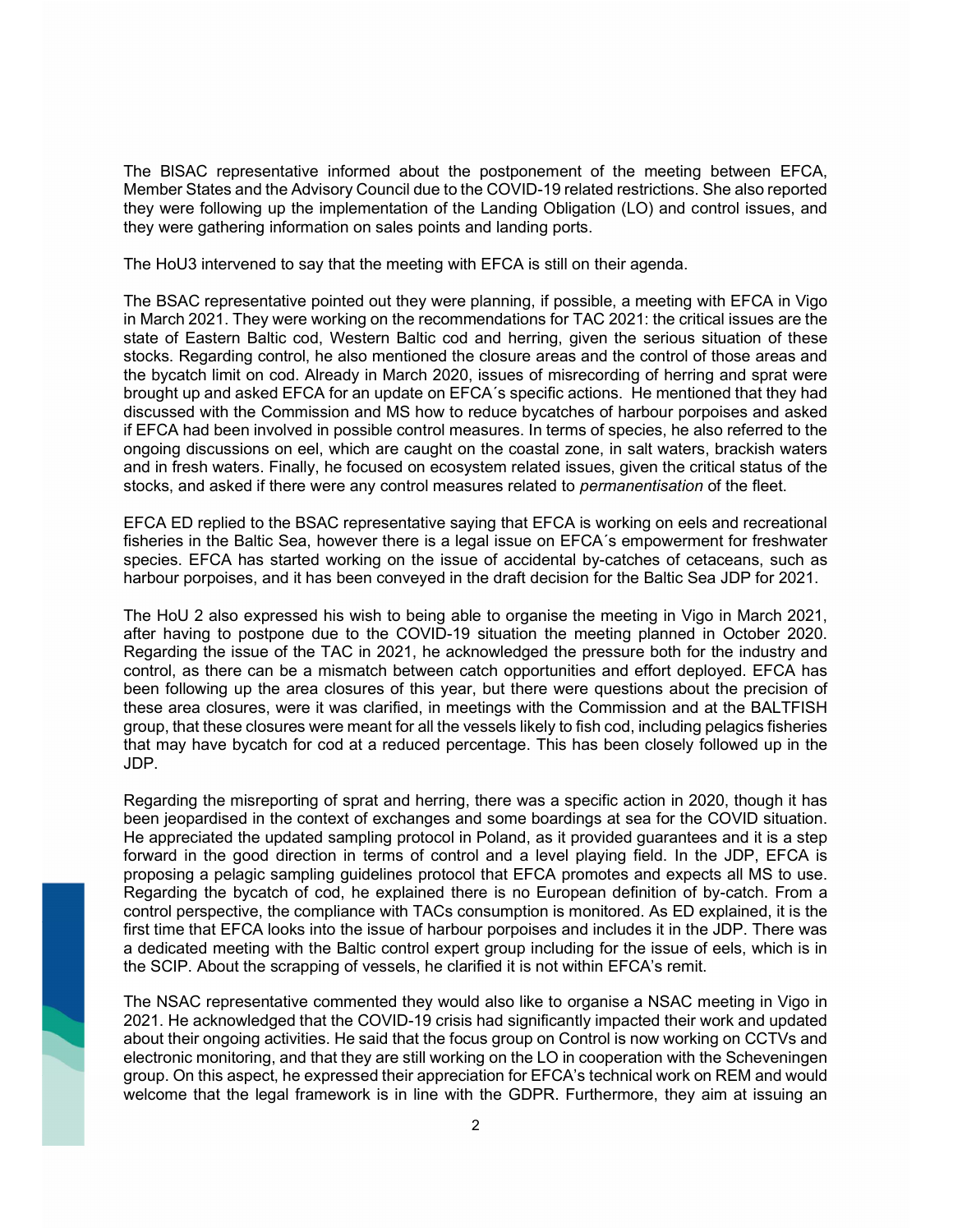The BlSAC representative informed about the postponement of the meeting between EFCA, Member States and the Advisory Council due to the COVID-19 related restrictions. She also reported they were following up the implementation of the Landing Obligation (LO) and control issues, and they were gathering information on sales points and landing ports.

The HoU3 intervened to say that the meeting with EFCA is still on their agenda.

The BSAC representative pointed out they were planning, if possible, a meeting with EFCA in Vigo in March 2021. They were working on the recommendations for TAC 2021: the critical issues are the state of Eastern Baltic cod, Western Baltic cod and herring, given the serious situation of these stocks. Regarding control, he also mentioned the closure areas and the control of those areas and the bycatch limit on cod. Already in March 2020, issues of misrecording of herring and sprat were brought up and asked EFCA for an update on EFCA´s specific actions. He mentioned that they had discussed with the Commission and MS how to reduce bycatches of harbour porpoises and asked if EFCA had been involved in possible control measures. In terms of species, he also referred to the ongoing discussions on eel, which are caught on the coastal zone, in salt waters, brackish waters and in fresh waters. Finally, he focused on ecosystem related issues, given the critical status of the stocks, and asked if there were any control measures related to *permanentisation* of the fleet.

EFCA ED replied to the BSAC representative saying that EFCA is working on eels and recreational fisheries in the Baltic Sea, however there is a legal issue on EFCA´s empowerment for freshwater species. EFCA has started working on the issue of accidental by-catches of cetaceans, such as harbour porpoises, and it has been conveyed in the draft decision for the Baltic Sea JDP for 2021.

The HoU 2 also expressed his wish to being able to organise the meeting in Vigo in March 2021, after having to postpone due to the COVID-19 situation the meeting planned in October 2020. Regarding the issue of the TAC in 2021, he acknowledged the pressure both for the industry and control, as there can be a mismatch between catch opportunities and effort deployed. EFCA has been following up the area closures of this year, but there were questions about the precision of these area closures, were it was clarified, in meetings with the Commission and at the BALTFISH group, that these closures were meant for all the vessels likely to fish cod, including pelagics fisheries that may have bycatch for cod at a reduced percentage. This has been closely followed up in the JDP.

Regarding the misreporting of sprat and herring, there was a specific action in 2020, though it has been jeopardised in the context of exchanges and some boardings at sea for the COVID situation. He appreciated the updated sampling protocol in Poland, as it provided guarantees and it is a step forward in the good direction in terms of control and a level playing field. In the JDP, EFCA is proposing a pelagic sampling guidelines protocol that EFCA promotes and expects all MS to use. Regarding the bycatch of cod, he explained there is no European definition of by-catch. From a control perspective, the compliance with TACs consumption is monitored. As ED explained, it is the first time that EFCA looks into the issue of harbour porpoises and includes it in the JDP. There was a dedicated meeting with the Baltic control expert group including for the issue of eels, which is in the SCIP. About the scrapping of vessels, he clarified it is not within EFCA's remit.

The NSAC representative commented they would also like to organise a NSAC meeting in Vigo in 2021. He acknowledged that the COVID-19 crisis had significantly impacted their work and updated about their ongoing activities. He said that the focus group on Control is now working on CCTVs and electronic monitoring, and that they are still working on the LO in cooperation with the Scheveningen group. On this aspect, he expressed their appreciation for EFCA's technical work on REM and would welcome that the legal framework is in line with the GDPR. Furthermore, they aim at issuing an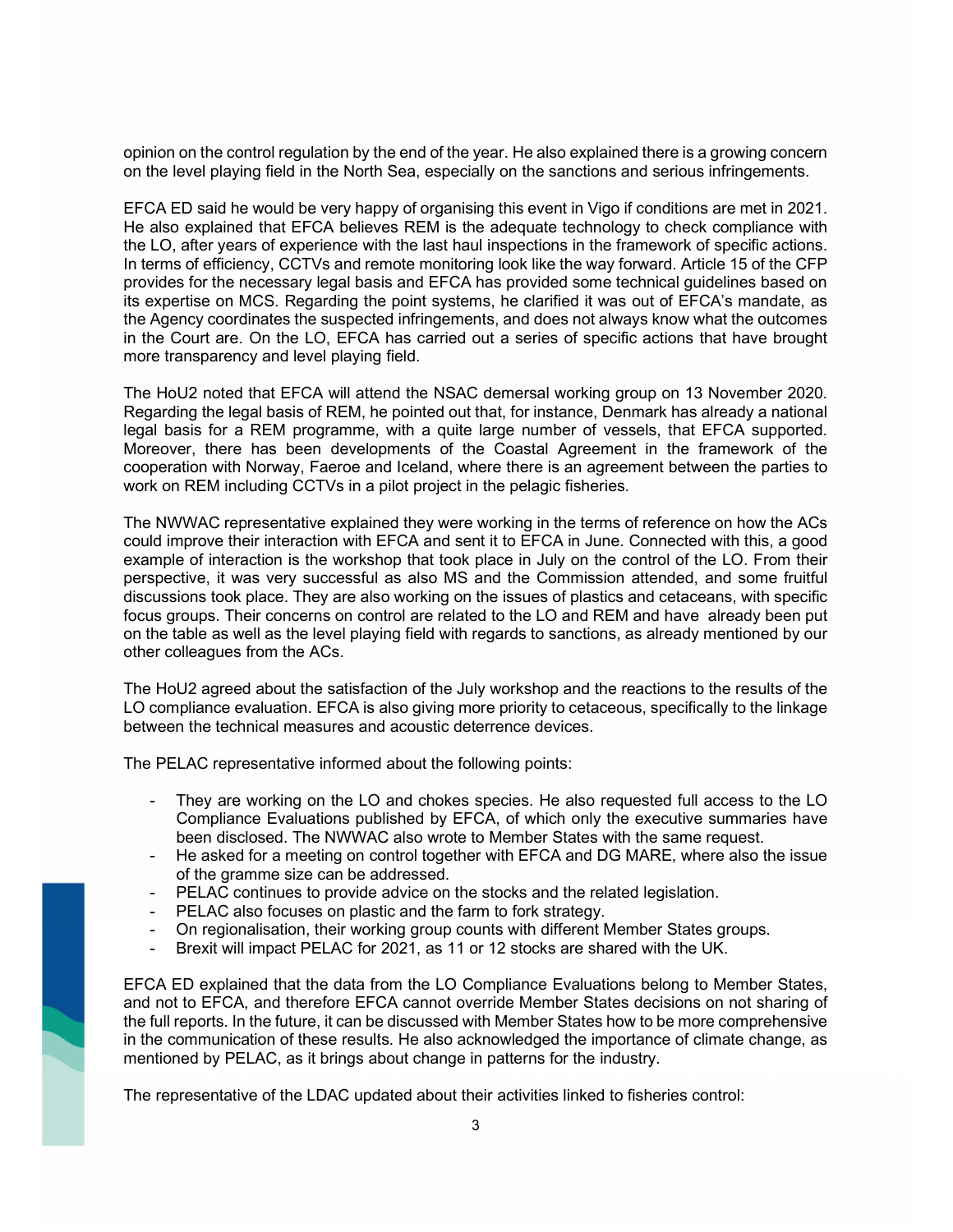opinion on the control regulation by the end of the year. He also explained there is a growing concern on the level playing field in the North Sea, especially on the sanctions and serious infringements.

EFCA ED said he would be very happy of organising this event in Vigo if conditions are met in 2021. He also explained that EFCA believes REM is the adequate technology to check compliance with the LO, after years of experience with the last haul inspections in the framework of specific actions. In terms of efficiency, CCTVs and remote monitoring look like the way forward. Article 15 of the CFP provides for the necessary legal basis and EFCA has provided some technical guidelines based on its expertise on MCS. Regarding the point systems, he clarified it was out of EFCA's mandate, as the Agency coordinates the suspected infringements, and does not always know what the outcomes in the Court are. On the LO, EFCA has carried out a series of specific actions that have brought more transparency and level playing field.

The HoU2 noted that EFCA will attend the NSAC demersal working group on 13 November 2020. Regarding the legal basis of REM, he pointed out that, for instance, Denmark has already a national legal basis for a REM programme, with a quite large number of vessels, that EFCA supported. Moreover, there has been developments of the Coastal Agreement in the framework of the cooperation with Norway, Faeroe and Iceland, where there is an agreement between the parties to work on REM including CCTVs in a pilot project in the pelagic fisheries.

The NWWAC representative explained they were working in the terms of reference on how the ACs could improve their interaction with EFCA and sent it to EFCA in June. Connected with this, a good example of interaction is the workshop that took place in July on the control of the LO. From their perspective, it was very successful as also MS and the Commission attended, and some fruitful discussions took place. They are also working on the issues of plastics and cetaceans, with specific focus groups. Their concerns on control are related to the LO and REM and have already been put on the table as well as the level playing field with regards to sanctions, as already mentioned by our other colleagues from the ACs.

The HoU2 agreed about the satisfaction of the July workshop and the reactions to the results of the LO compliance evaluation. EFCA is also giving more priority to cetaceous, specifically to the linkage between the technical measures and acoustic deterrence devices.

The PELAC representative informed about the following points:

- They are working on the LO and chokes species. He also requested full access to the LO Compliance Evaluations published by EFCA, of which only the executive summaries have been disclosed. The NWWAC also wrote to Member States with the same request.
- He asked for a meeting on control together with EFCA and DG MARE, where also the issue of the gramme size can be addressed.
- PELAC continues to provide advice on the stocks and the related legislation.
- PELAC also focuses on plastic and the farm to fork strategy.
- On regionalisation, their working group counts with different Member States groups.
- Brexit will impact PELAC for 2021, as 11 or 12 stocks are shared with the UK.

EFCA ED explained that the data from the LO Compliance Evaluations belong to Member States, and not to EFCA, and therefore EFCA cannot override Member States decisions on not sharing of the full reports. In the future, it can be discussed with Member States how to be more comprehensive in the communication of these results. He also acknowledged the importance of climate change, as mentioned by PELAC, as it brings about change in patterns for the industry.

The representative of the LDAC updated about their activities linked to fisheries control: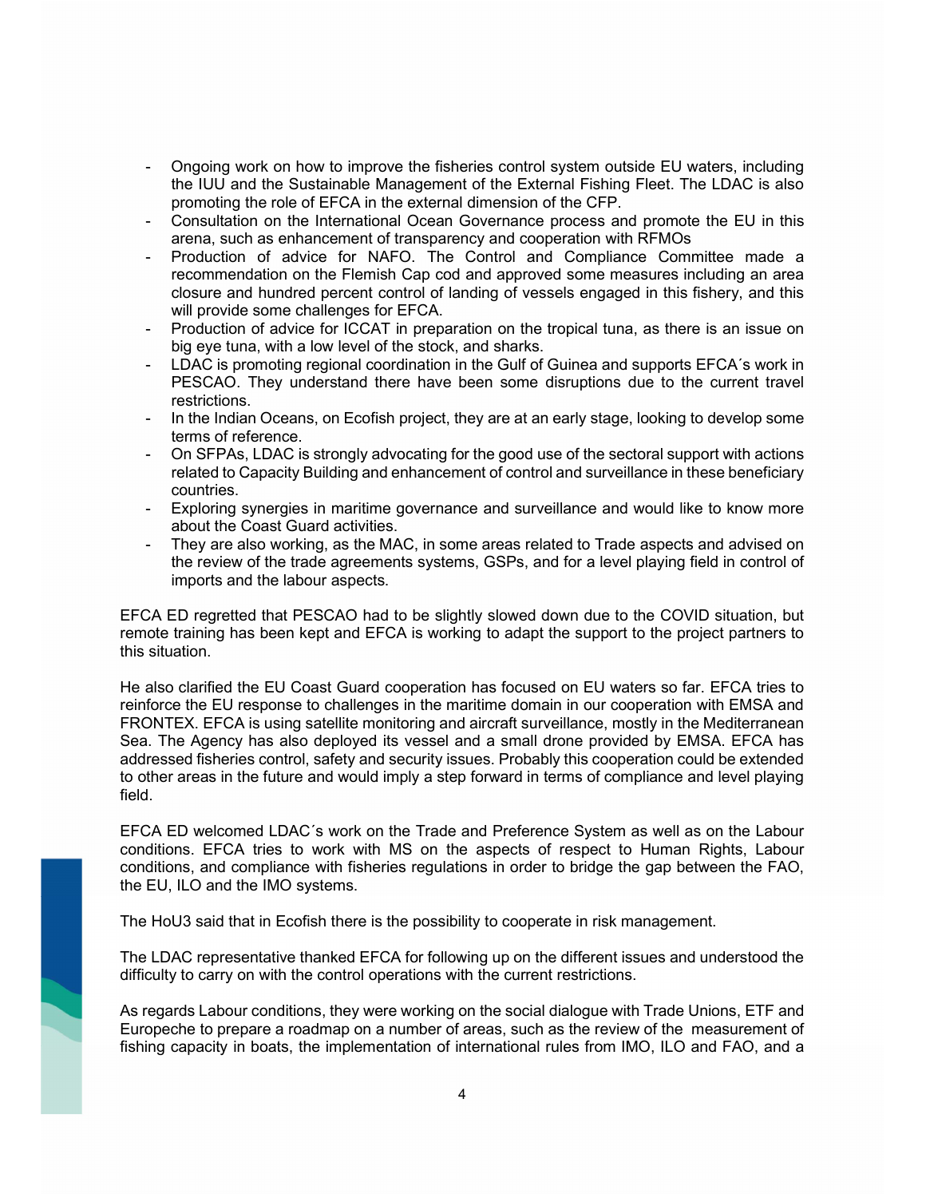- Ongoing work on how to improve the fisheries control system outside EU waters, including the IUU and the Sustainable Management of the External Fishing Fleet. The LDAC is also promoting the role of EFCA in the external dimension of the CFP.
- Consultation on the International Ocean Governance process and promote the EU in this arena, such as enhancement of transparency and cooperation with RFMOs
- Production of advice for NAFO. The Control and Compliance Committee made a recommendation on the Flemish Cap cod and approved some measures including an area closure and hundred percent control of landing of vessels engaged in this fishery, and this will provide some challenges for EFCA.
- Production of advice for ICCAT in preparation on the tropical tuna, as there is an issue on big eye tuna, with a low level of the stock, and sharks.
- LDAC is promoting regional coordination in the Gulf of Guinea and supports EFCA´s work in PESCAO. They understand there have been some disruptions due to the current travel restrictions.
- In the Indian Oceans, on Ecofish project, they are at an early stage, looking to develop some terms of reference.
- On SFPAs, LDAC is strongly advocating for the good use of the sectoral support with actions related to Capacity Building and enhancement of control and surveillance in these beneficiary countries.
- Exploring synergies in maritime governance and surveillance and would like to know more about the Coast Guard activities.
- They are also working, as the MAC, in some areas related to Trade aspects and advised on the review of the trade agreements systems, GSPs, and for a level playing field in control of imports and the labour aspects.

EFCA ED regretted that PESCAO had to be slightly slowed down due to the COVID situation, but remote training has been kept and EFCA is working to adapt the support to the project partners to this situation.

He also clarified the EU Coast Guard cooperation has focused on EU waters so far. EFCA tries to reinforce the EU response to challenges in the maritime domain in our cooperation with EMSA and FRONTEX. EFCA is using satellite monitoring and aircraft surveillance, mostly in the Mediterranean Sea. The Agency has also deployed its vessel and a small drone provided by EMSA. EFCA has addressed fisheries control, safety and security issues. Probably this cooperation could be extended to other areas in the future and would imply a step forward in terms of compliance and level playing field.

EFCA ED welcomed LDAC´s work on the Trade and Preference System as well as on the Labour conditions. EFCA tries to work with MS on the aspects of respect to Human Rights, Labour conditions, and compliance with fisheries regulations in order to bridge the gap between the FAO, the EU, ILO and the IMO systems.

The HoU3 said that in Ecofish there is the possibility to cooperate in risk management.

The LDAC representative thanked EFCA for following up on the different issues and understood the difficulty to carry on with the control operations with the current restrictions.

As regards Labour conditions, they were working on the social dialogue with Trade Unions, ETF and Europeche to prepare a roadmap on a number of areas, such as the review of the measurement of fishing capacity in boats, the implementation of international rules from IMO, ILO and FAO, and a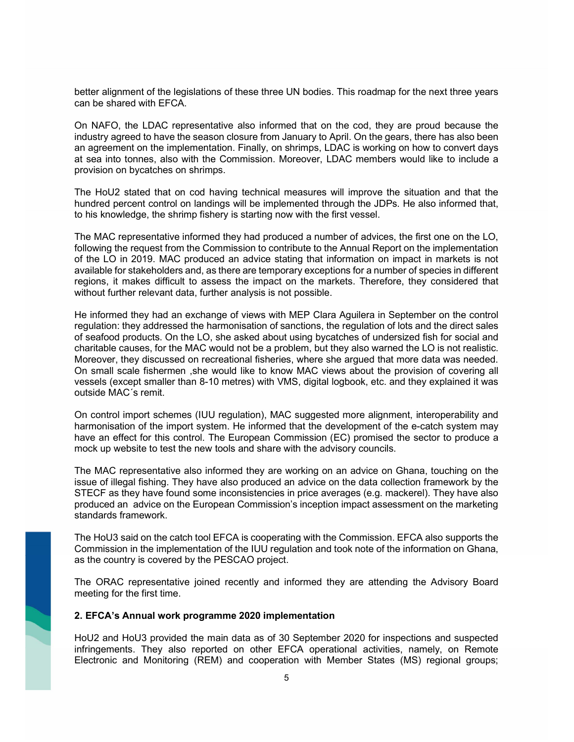better alignment of the legislations of these three UN bodies. This roadmap for the next three years can be shared with EFCA.

On NAFO, the LDAC representative also informed that on the cod, they are proud because the industry agreed to have the season closure from January to April. On the gears, there has also been an agreement on the implementation. Finally, on shrimps, LDAC is working on how to convert days at sea into tonnes, also with the Commission. Moreover, LDAC members would like to include a provision on bycatches on shrimps.

The HoU2 stated that on cod having technical measures will improve the situation and that the hundred percent control on landings will be implemented through the JDPs. He also informed that, to his knowledge, the shrimp fishery is starting now with the first vessel.

The MAC representative informed they had produced a number of advices, the first one on the LO, following the request from the Commission to contribute to the Annual Report on the implementation of the LO in 2019. MAC produced an advice stating that information on impact in markets is not available for stakeholders and, as there are temporary exceptions for a number of species in different regions, it makes difficult to assess the impact on the markets. Therefore, they considered that without further relevant data, further analysis is not possible.

He informed they had an exchange of views with MEP Clara Aguilera in September on the control regulation: they addressed the harmonisation of sanctions, the regulation of lots and the direct sales of seafood products. On the LO, she asked about using bycatches of undersized fish for social and charitable causes, for the MAC would not be a problem, but they also warned the LO is not realistic. Moreover, they discussed on recreational fisheries, where she argued that more data was needed. On small scale fishermen ,she would like to know MAC views about the provision of covering all vessels (except smaller than 8-10 metres) with VMS, digital logbook, etc. and they explained it was outside MAC´s remit.

On control import schemes (IUU regulation), MAC suggested more alignment, interoperability and harmonisation of the import system. He informed that the development of the e-catch system may have an effect for this control. The European Commission (EC) promised the sector to produce a mock up website to test the new tools and share with the advisory councils.

The MAC representative also informed they are working on an advice on Ghana, touching on the issue of illegal fishing. They have also produced an advice on the data collection framework by the STECF as they have found some inconsistencies in price averages (e.g. mackerel). They have also produced an advice on the European Commission's inception impact assessment on the marketing standards framework.

The HoU3 said on the catch tool EFCA is cooperating with the Commission. EFCA also supports the Commission in the implementation of the IUU regulation and took note of the information on Ghana, as the country is covered by the PESCAO project.

The ORAC representative joined recently and informed they are attending the Advisory Board meeting for the first time.

## 2. EFCA's Annual work programme 2020 implementation

HoU2 and HoU3 provided the main data as of 30 September 2020 for inspections and suspected infringements. They also reported on other EFCA operational activities, namely, on Remote Electronic and Monitoring (REM) and cooperation with Member States (MS) regional groups;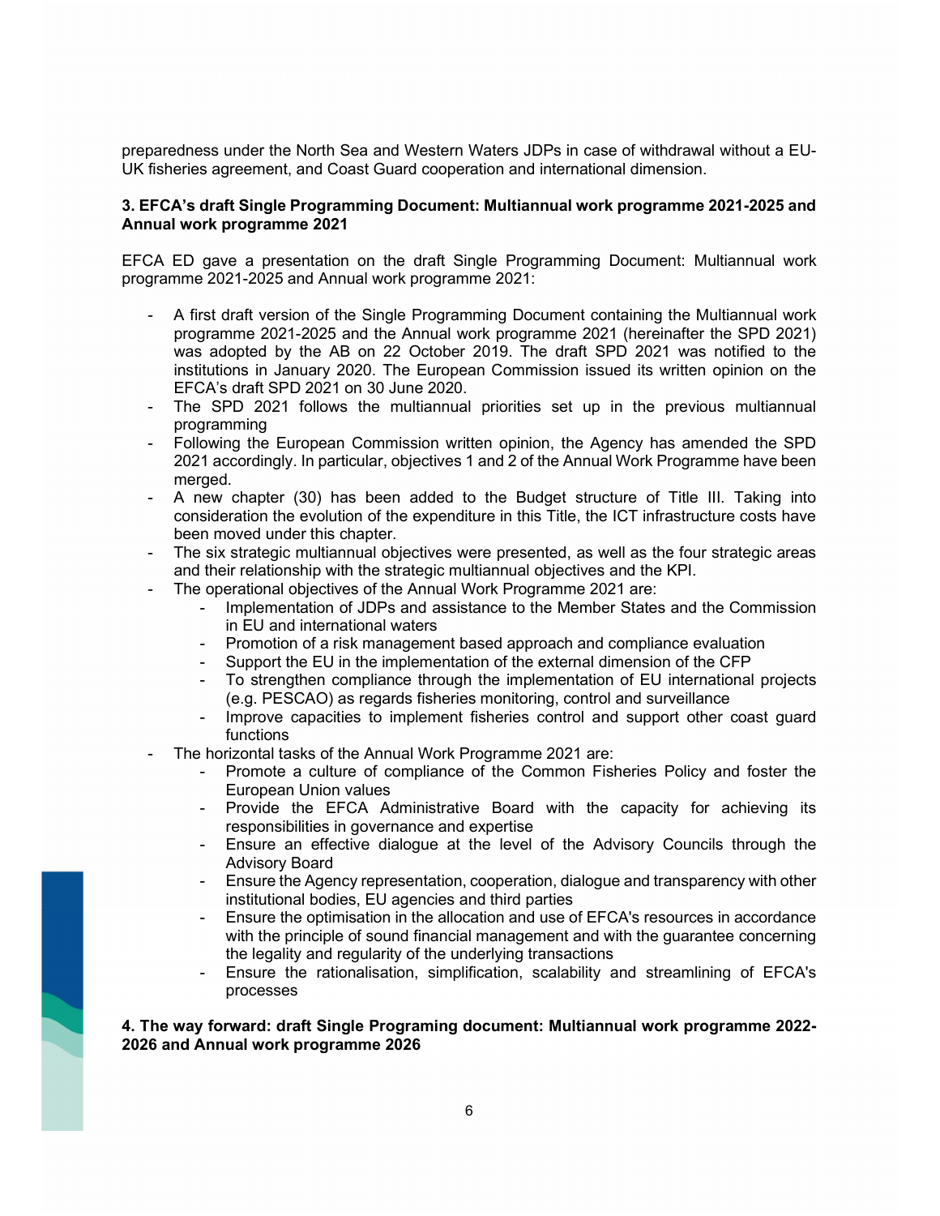preparedness under the North Sea and Western Waters JDPs in case of withdrawal without a EU-UK fisheries agreement, and Coast Guard cooperation and international dimension.

**3. EFCA's draft Single Programming Document: Multiannual work programme 2021-2025 and Annual work programme 2021**

EFCA ED gave a presentation on the draft Single Programming Document: Multiannual work programme 2021-2025 and Annual work programme 2021:

- A first draft version of the Single Programming Document containing the Multiannual work programme 2021-2025 and the Annual work programme 2021 (hereinafter the SPD 2021) was adopted by the AB on 22 October 2019. The draft SPD 2021 was notified to the institutions in January 2020. The European Commission issued its written opinion on the EFCA's draft SPD 2021 on 30 June 2020.
- The SPD 2021 follows the multiannual priorities set up in the previous multiannual programming
- Following the European Commission written opinion, the Agency has amended the SPD 2021 accordingly. In particular, objectives 1 and 2 of the Annual Work Programme have been merged.
- A new chapter (30) has been added to the Budget structure of Title III. Taking into consideration the evolution of the expenditure in this Title, the ICT infrastructure costs have been moved under this chapter.
- The six strategic multiannual objectives were presented, as well as the four strategic areas and their relationship with the strategic multiannual objectives and the KPI.
- The operational objectives of the Annual Work Programme 2021 are:
  - Implementation of JDPs and assistance to the Member States and the Commission in EU and international waters
  - Promotion of a risk management based approach and compliance evaluation
  - Support the EU in the implementation of the external dimension of the CFP
  - To strengthen compliance through the implementation of EU international projects (e.g. PESCAO) as regards fisheries monitoring, control and surveillance
  - Improve capacities to implement fisheries control and support other coast guard functions
- The horizontal tasks of the Annual Work Programme 2021 are:
  - Promote a culture of compliance of the Common Fisheries Policy and foster the European Union values
  - Provide the EFCA Administrative Board with the capacity for achieving its responsibilities in governance and expertise
  - Ensure an effective dialogue at the level of the Advisory Councils through the Advisory Board
  - Ensure the Agency representation, cooperation, dialogue and transparency with other institutional bodies, EU agencies and third parties
  - Ensure the optimisation in the allocation and use of EFCA's resources in accordance with the principle of sound financial management and with the guarantee concerning the legality and regularity of the underlying transactions
  - Ensure the rationalisation, simplification, scalability and streamlining of EFCA's processes

**4. The way forward: draft Single Programing document: Multiannual work programme 2022-2026 and Annual work programme 2026**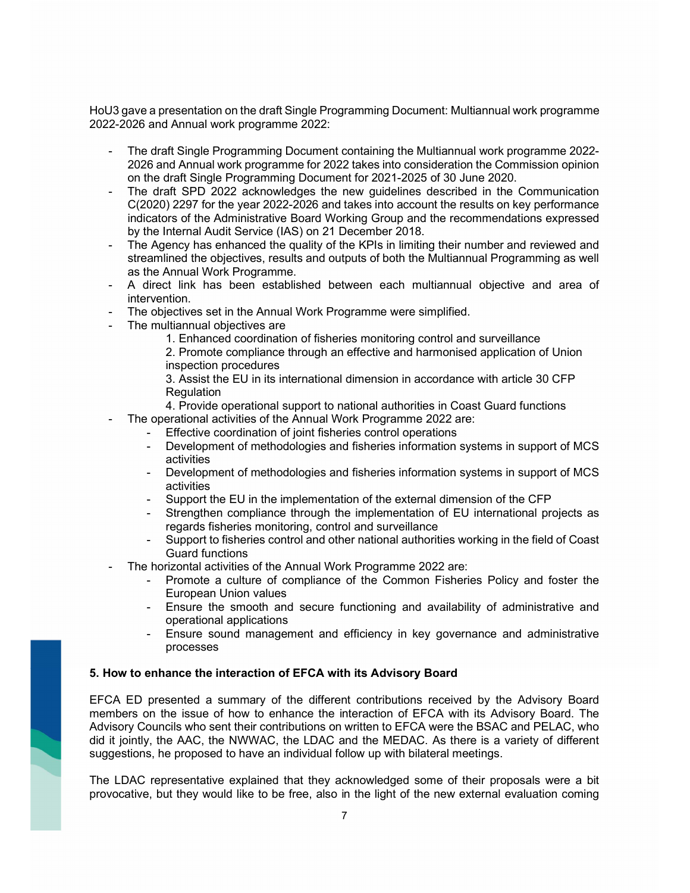HoU3 gave a presentation on the draft Single Programming Document: Multiannual work programme 2022-2026 and Annual work programme 2022:

- The draft Single Programming Document containing the Multiannual work programme 2022-2026 and Annual work programme for 2022 takes into consideration the Commission opinion on the draft Single Programming Document for 2021-2025 of 30 June 2020.
- The draft SPD 2022 acknowledges the new guidelines described in the Communication C(2020) 2297 for the year 2022-2026 and takes into account the results on key performance indicators of the Administrative Board Working Group and the recommendations expressed by the Internal Audit Service (IAS) on 21 December 2018.
- The Agency has enhanced the quality of the KPIs in limiting their number and reviewed and streamlined the objectives, results and outputs of both the Multiannual Programming as well as the Annual Work Programme.
- A direct link has been established between each multiannual objective and area of intervention.
- The objectives set in the Annual Work Programme were simplified.
- The multiannual objectives are
  1. Enhanced coordination of fisheries monitoring control and surveillance
  2. Promote compliance through an effective and harmonised application of Union inspection procedures
  3. Assist the EU in its international dimension in accordance with article 30 CFP Regulation
  4. Provide operational support to national authorities in Coast Guard functions
- The operational activities of the Annual Work Programme 2022 are:
  - Effective coordination of joint fisheries control operations
  - Development of methodologies and fisheries information systems in support of MCS activities
  - Development of methodologies and fisheries information systems in support of MCS activities
  - Support the EU in the implementation of the external dimension of the CFP
  - Strengthen compliance through the implementation of EU international projects as regards fisheries monitoring, control and surveillance
  - Support to fisheries control and other national authorities working in the field of Coast Guard functions
- The horizontal activities of the Annual Work Programme 2022 are:
  - Promote a culture of compliance of the Common Fisheries Policy and foster the European Union values
  - Ensure the smooth and secure functioning and availability of administrative and operational applications
  - Ensure sound management and efficiency in key governance and administrative processes

**5. How to enhance the interaction of EFCA with its Advisory Board**

EFCA ED presented a summary of the different contributions received by the Advisory Board members on the issue of how to enhance the interaction of EFCA with its Advisory Board. The Advisory Councils who sent their contributions on written to EFCA were the BSAC and PELAC, who did it jointly, the AAC, the NWWAC, the LDAC and the MEDAC. As there is a variety of different suggestions, he proposed to have an individual follow up with bilateral meetings.

The LDAC representative explained that they acknowledged some of their proposals were a bit provocative, but they would like to be free, also in the light of the new external evaluation coming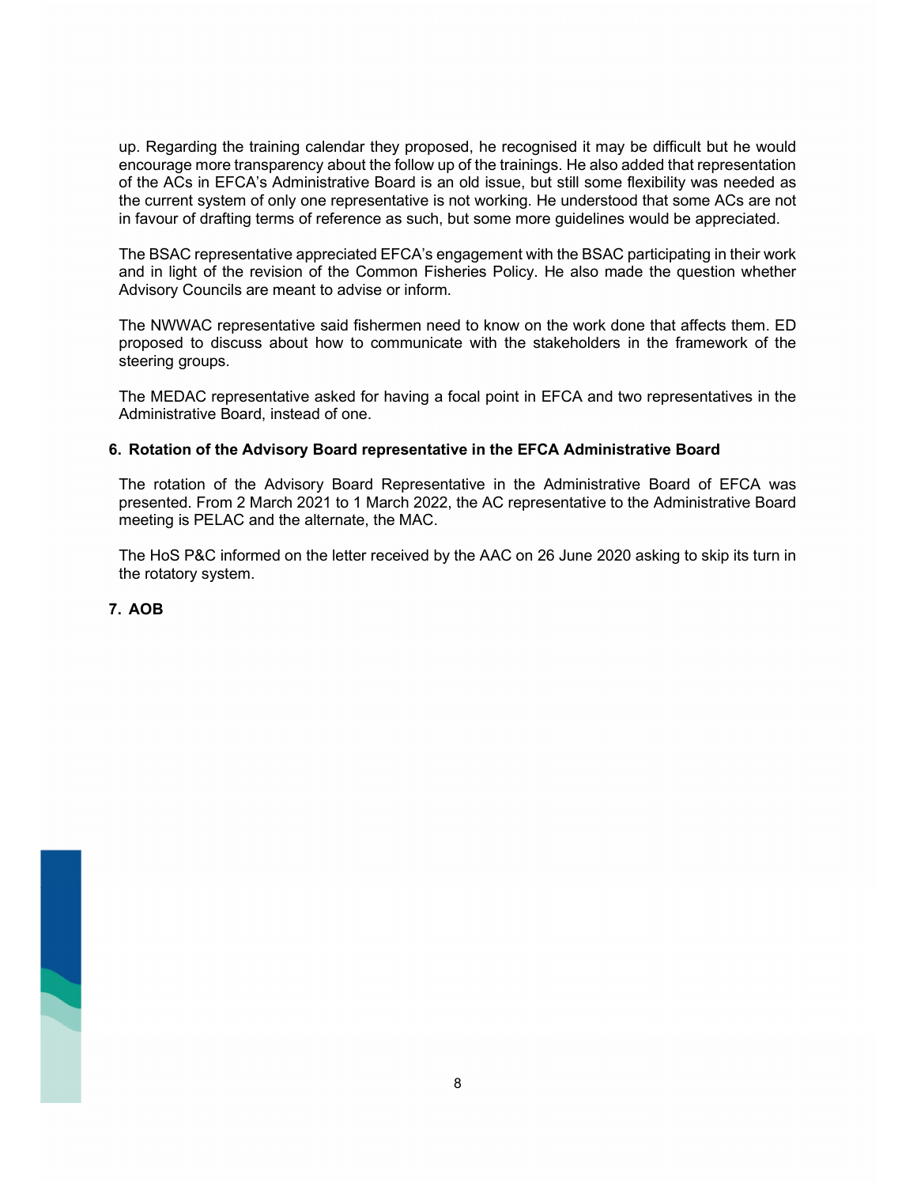up. Regarding the training calendar they proposed, he recognised it may be difficult but he would encourage more transparency about the follow up of the trainings. He also added that representation of the ACs in EFCA's Administrative Board is an old issue, but still some flexibility was needed as the current system of only one representative is not working. He understood that some ACs are not in favour of drafting terms of reference as such, but some more guidelines would be appreciated.

The BSAC representative appreciated EFCA's engagement with the BSAC participating in their work and in light of the revision of the Common Fisheries Policy. He also made the question whether Advisory Councils are meant to advise or inform.

The NWWAC representative said fishermen need to know on the work done that affects them. ED proposed to discuss about how to communicate with the stakeholders in the framework of the steering groups.

The MEDAC representative asked for having a focal point in EFCA and two representatives in the Administrative Board, instead of one.

## 6. Rotation of the Advisory Board representative in the EFCA Administrative Board

The rotation of the Advisory Board Representative in the Administrative Board of EFCA was presented. From 2 March 2021 to 1 March 2022, the AC representative to the Administrative Board meeting is PELAC and the alternate, the MAC.

The HoS P&C informed on the letter received by the AAC on 26 June 2020 asking to skip its turn in the rotatory system.

## 7. AOB